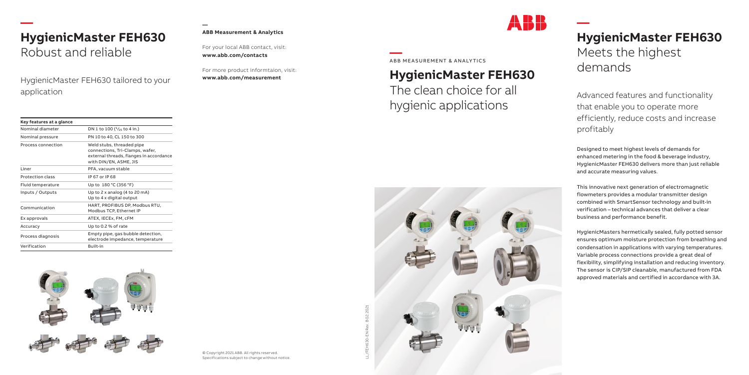# HygienicMaster FEH630
Robust and reliable

HygienicMaster FEH630 tailored to your application

| Key features at a glance | |
|---|---|
| Nominal diameter | DN 1 to 100 ($^1/_{25}$ to 4 in.) |
| Nominal pressure | PN 10 to 40, CL 150 to 300 |
| Process connection | Weld stubs, threaded pipe connections, Tri-Clamps, wafer, external threads, flanges in accordance with DIN/EN, ASME, JIS |
| Liner | PFA, vacuum stable |
| Protection class | IP 67 or IP 68 |
| Fluid temperature | Up to 180 °C (356 °F) |
| Inputs / Outputs | Up to 2 x analog (4 to 20 mA)<br>Up to 4 x digital output |
| Communication | HART, PROFIBUS DP, Modbus RTU, Modbus TCP, Ethernet IP |
| Ex approvals | ATEX, IECEx, FM, cFM |
| Accuracy | Up to 0.2 % of rate |
| Process diagnosis | Empty pipe, gas bubble detection, electrode impedance, temperature |
| Verification | Built-in |

**ABB Measurement & Analytics**

For your local ABB contact, visit:
**www.abb.com/contacts**

For more product informtaion, visit:
**www.abb.com/measurement**

© Copyright 2021 ABB. All rights reserved.
Specifications subject to change without notice.

LL/FEH630-EN Rev. B 02.2021

ABB MEASUREMENT & ANALYTICS

# HygienicMaster FEH630
The clean choice for all hygienic applications

# HygienicMaster FEH630
Meets the highest demands

Advanced features and functionality that enable you to operate more efficiently, reduce costs and increase profitably

Designed to meet highest levels of demands for enhanced metering in the food & beverage industry, HygienicMaster FEH630 delivers more than just reliable and accurate measuring values.

This innovative next generation of electromagnetic flowmeters provides a modular transmitter design combined with SmartSensor technology and built-in verification – technical advances that deliver a clear business and performance benefit.

HygienicMasters hermetically sealed, fully potted sensor ensures optimum moisture protection from breathing and condensation in applications with varying temperatures. Variable process connections provide a great deal of flexibility, simplifying installation and reducing inventory. The sensor is CIP/SIP cleanable, manufactured from FDA approved materials and certified in accordance with 3A.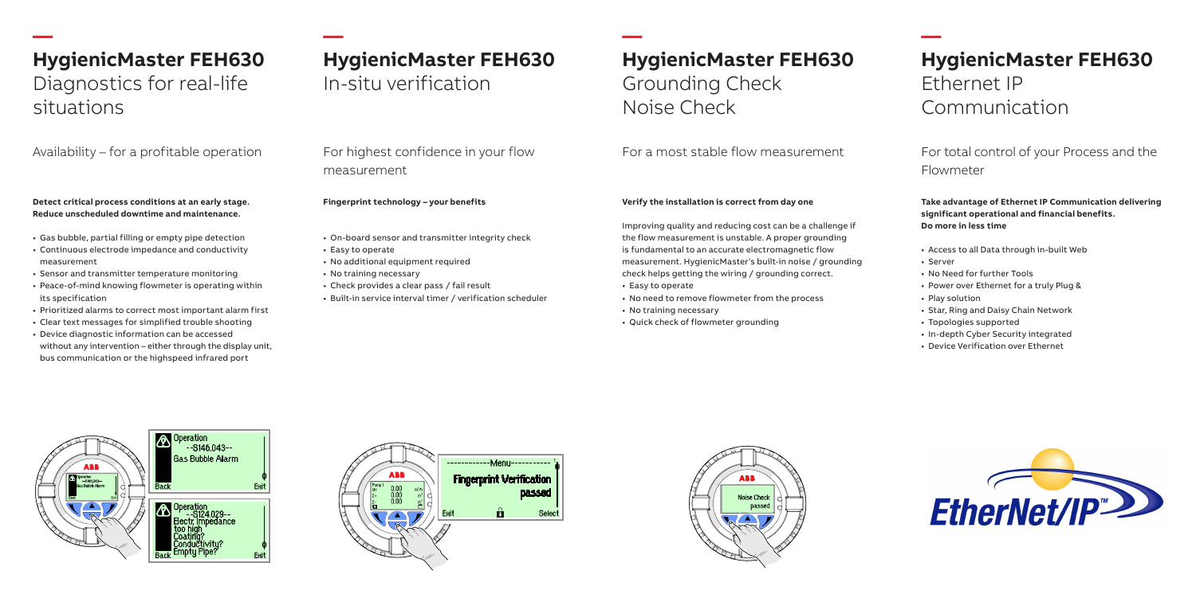# HygienicMaster FEH630
## Diagnostics for real-life situations

Availability – for a profitable operation

**Detect critical process conditions at an early stage. Reduce unscheduled downtime and maintenance.**

- Gas bubble, partial filling or empty pipe detection
- Continuous electrode impedance and conductivity measurement
- Sensor and transmitter temperature monitoring
- Peace-of-mind knowing flowmeter is operating within its specification
- Prioritized alarms to correct most important alarm first
- Clear text messages for simplified trouble shooting
- Device diagnostic information can be accessed without any intervention – either through the display unit, bus communication or the highspeed infrared port

Operation
--S146.043--
Gas Bubble Alarm
Back Exit

Operation
--S124.029--
Electr. Impedance too high
Coating?
Conductivity?
Empty Pipe?
Back Exit

# HygienicMaster FEH630
## In-situ verification

For highest confidence in your flow measurement

**Fingerprint technology – your benefits**

- On-board sensor and transmitter integrity check
- Easy to operate
- No additional equipment required
- No training necessary
- Check provides a clear pass / fail result
- Built-in service interval timer / verification scheduler

-Menu-
Fingerprint Verification
passed
Exit Select

# HygienicMaster FEH630
## Grounding Check Noise Check

For a most stable flow measurement

**Verify the installation is correct from day one**

Improving quality and reducing cost can be a challenge if the flow measurement is unstable. A proper grounding is fundamental to an accurate electromagnetic flow measurement. HygienicMaster's built-in noise / grounding check helps getting the wiring / grounding correct.

- Easy to operate
- No need to remove flowmeter from the process
- No training necessary
- Quick check of flowmeter grounding

Noise Check
passed

# HygienicMaster FEH630
## Ethernet IP Communication

For total control of your Process and the Flowmeter

**Take advantage of Ethernet IP Communication delivering significant operational and financial benefits. Do more in less time**

- Access to all Data through in-built Web
- Server
- No Need for further Tools
- Power over Ethernet for a truly Plug &
- Play solution
- Star, Ring and Daisy Chain Network
- Topologies supported
- In-depth Cyber Security integrated
- Device Verification over Ethernet

EtherNet/IP™